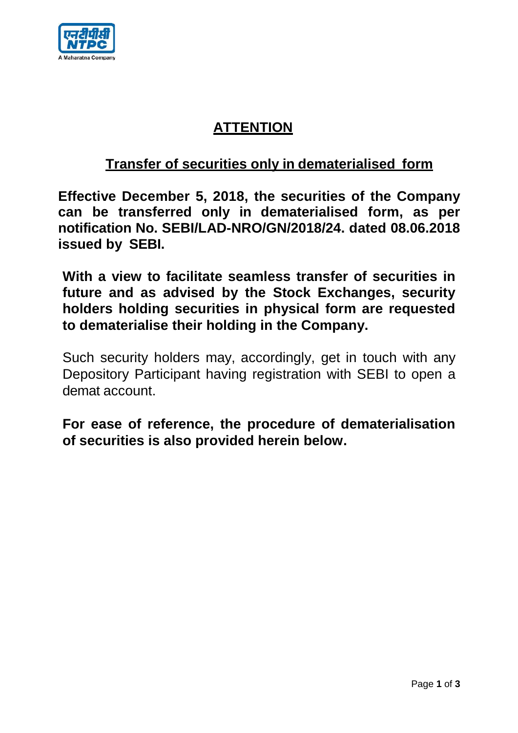# ATTENTION

## Transfer of securities only in dematerialised form

**Effective December 5, 2018, the securities of the Company can be transferred only in dematerialised form, as per notification No. SEBI/LAD-NRO/GN/2018/24. dated 08.06.2018 issued by SEBI.**

**With a view to facilitate seamless transfer of securities in future and as advised by the Stock Exchanges, security holders holding securities in physical form are requested to dematerialise their holding in the Company.**

Such security holders may, accordingly, get in touch with any Depository Participant having registration with SEBI to open a demat account.

**For ease of reference, the procedure of dematerialisation of securities is also provided herein below.**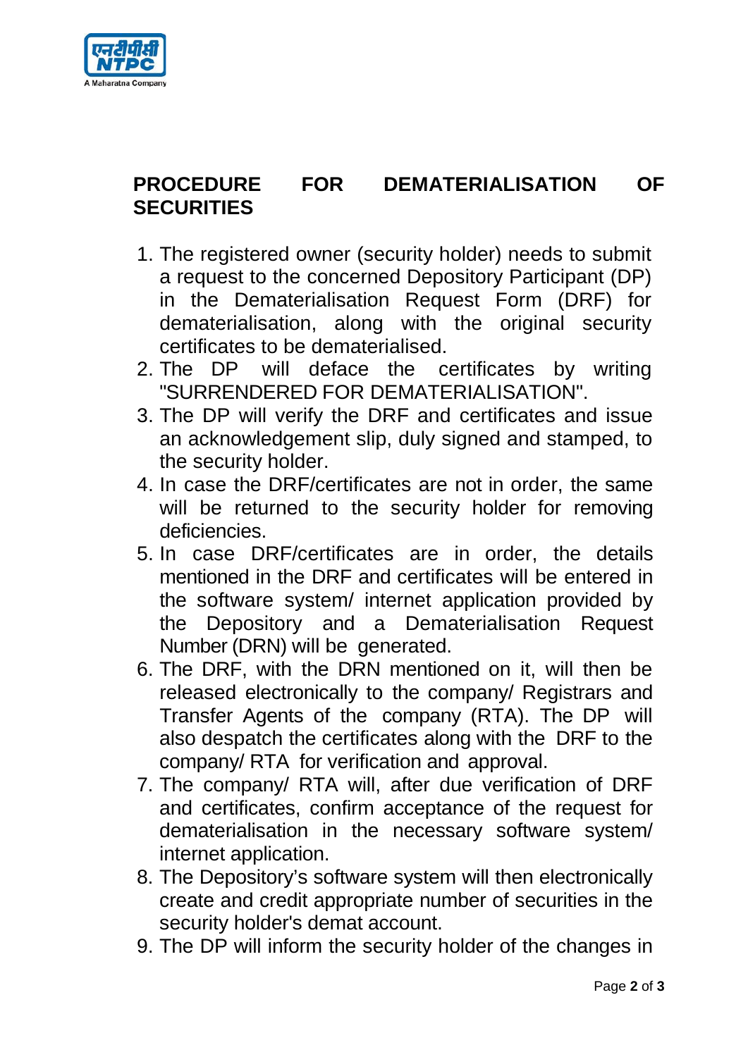## PROCEDURE FOR DEMATERIALISATION OF SECURITIES

1. The registered owner (security holder) needs to submit a request to the concerned Depository Participant (DP) in the Dematerialisation Request Form (DRF) for dematerialisation, along with the original security certificates to be dematerialised.
2. The DP will deface the certificates by writing "SURRENDERED FOR DEMATERIALISATION".
3. The DP will verify the DRF and certificates and issue an acknowledgement slip, duly signed and stamped, to the security holder.
4. In case the DRF/certificates are not in order, the same will be returned to the security holder for removing deficiencies.
5. In case DRF/certificates are in order, the details mentioned in the DRF and certificates will be entered in the software system/ internet application provided by the Depository and a Dematerialisation Request Number (DRN) will be generated.
6. The DRF, with the DRN mentioned on it, will then be released electronically to the company/ Registrars and Transfer Agents of the company (RTA). The DP will also despatch the certificates along with the DRF to the company/ RTA for verification and approval.
7. The company/ RTA will, after due verification of DRF and certificates, confirm acceptance of the request for dematerialisation in the necessary software system/ internet application.
8. The Depository's software system will then electronically create and credit appropriate number of securities in the security holder's demat account.
9. The DP will inform the security holder of the changes in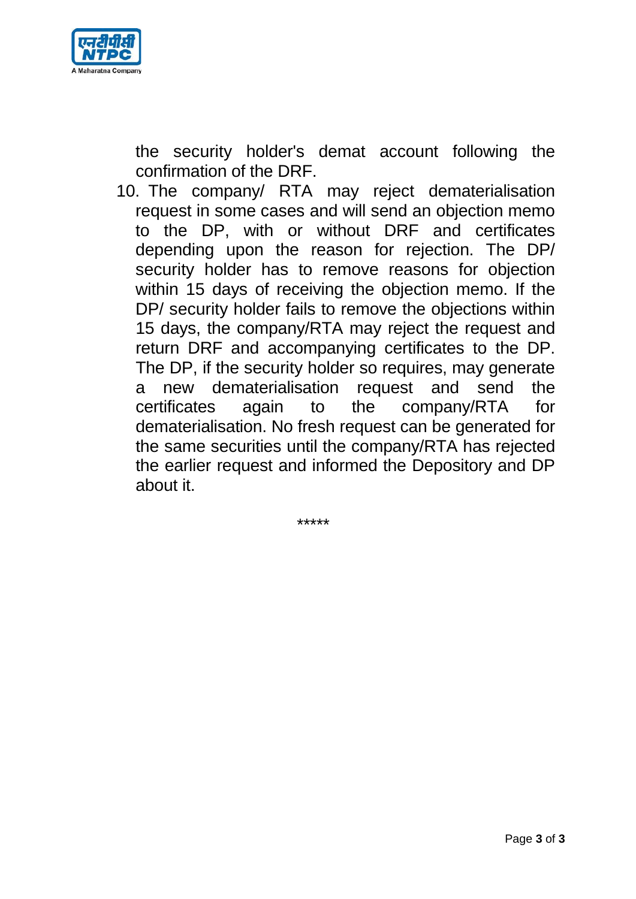the security holder's demat account following the confirmation of the DRF.

10. The company/ RTA may reject dematerialisation request in some cases and will send an objection memo to the DP, with or without DRF and certificates depending upon the reason for rejection. The DP/ security holder has to remove reasons for objection within 15 days of receiving the objection memo. If the DP/ security holder fails to remove the objections within 15 days, the company/RTA may reject the request and return DRF and accompanying certificates to the DP. The DP, if the security holder so requires, may generate a new dematerialisation request and send the certificates again to the company/RTA for dematerialisation. No fresh request can be generated for the same securities until the company/RTA has rejected the earlier request and informed the Depository and DP about it.

*****